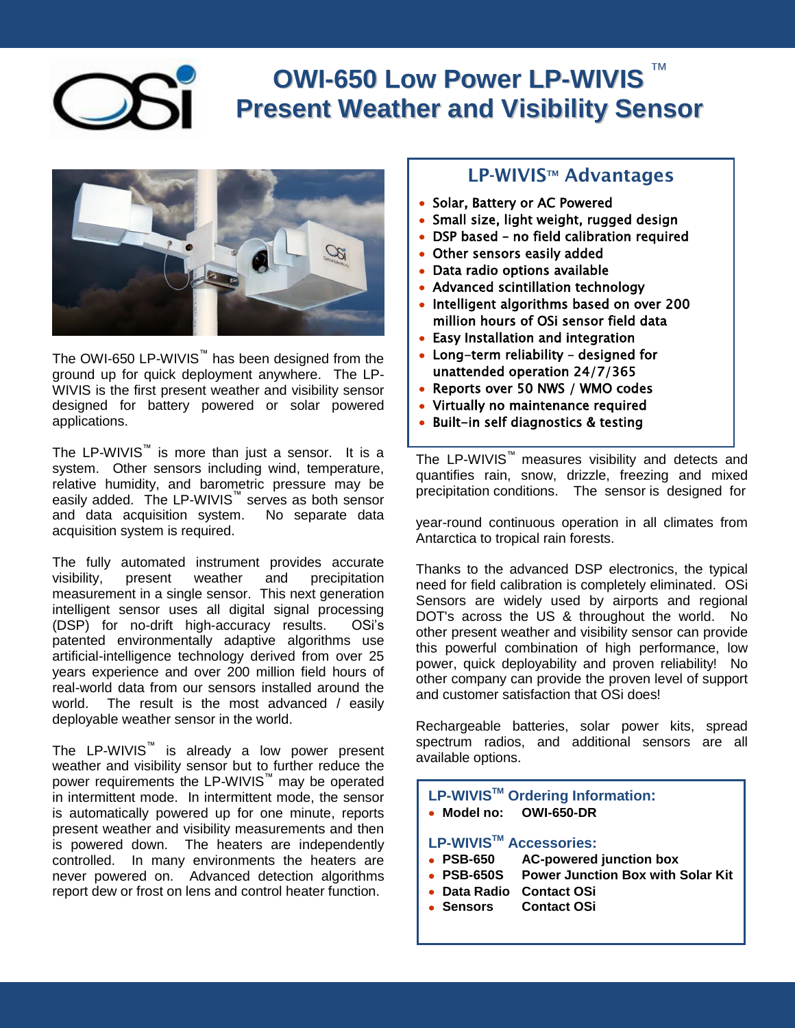# OWI-650 Low Power LP-WIVIS™ Present Weather and Visibility Sensor

The OWI-650 LP-WIVIS™ has been designed from the ground up for quick deployment anywhere. The LP-WIVIS is the first present weather and visibility sensor designed for battery powered or solar powered applications.

The LP-WIVIS™ is more than just a sensor. It is a system. Other sensors including wind, temperature, relative humidity, and barometric pressure may be easily added. The LP-WIVIS™ serves as both sensor and data acquisition system. No separate data acquisition system is required.

The fully automated instrument provides accurate visibility, present weather and precipitation measurement in a single sensor. This next generation intelligent sensor uses all digital signal processing (DSP) for no-drift high-accuracy results. OSi's patented environmentally adaptive algorithms use artificial-intelligence technology derived from over 25 years experience and over 200 million field hours of real-world data from our sensors installed around the world. The result is the most advanced / easily deployable weather sensor in the world.

The LP-WIVIS™ is already a low power present weather and visibility sensor but to further reduce the power requirements the LP-WIVIS™ may be operated in intermittent mode. In intermittent mode, the sensor is automatically powered up for one minute, reports present weather and visibility measurements and then is powered down. The heaters are independently controlled. In many environments the heaters are never powered on. Advanced detection algorithms report dew or frost on lens and control heater function.

## LP-WIVIS™ Advantages

- Solar, Battery or AC Powered
- Small size, light weight, rugged design
- DSP based – no field calibration required
- Other sensors easily added
- Data radio options available
- Advanced scintillation technology
- Intelligent algorithms based on over 200 million hours of OSi sensor field data
- Easy Installation and integration
- Long-term reliability – designed for unattended operation 24/7/365
- Reports over 50 NWS / WMO codes
- Virtually no maintenance required
- Built-in self diagnostics & testing

The LP-WIVIS™ measures visibility and detects and quantifies rain, snow, drizzle, freezing and mixed precipitation conditions. The sensor is designed for year-round continuous operation in all climates from Antarctica to tropical rain forests.

Thanks to the advanced DSP electronics, the typical need for field calibration is completely eliminated. OSi Sensors are widely used by airports and regional DOT's across the US & throughout the world. No other present weather and visibility sensor can provide this powerful combination of high performance, low power, quick deployability and proven reliability! No other company can provide the proven level of support and customer satisfaction that OSi does!

Rechargeable batteries, solar power kits, spread spectrum radios, and additional sensors are all available options.

### LP-WIVIS™ Ordering Information:

- **Model no: OWI-650-DR**

### LP-WIVIS™ Accessories:

- **PSB-650** AC-powered junction box
- **PSB-650S** Power Junction Box with Solar Kit
- **Data Radio** Contact OSi
- **Sensors** Contact OSi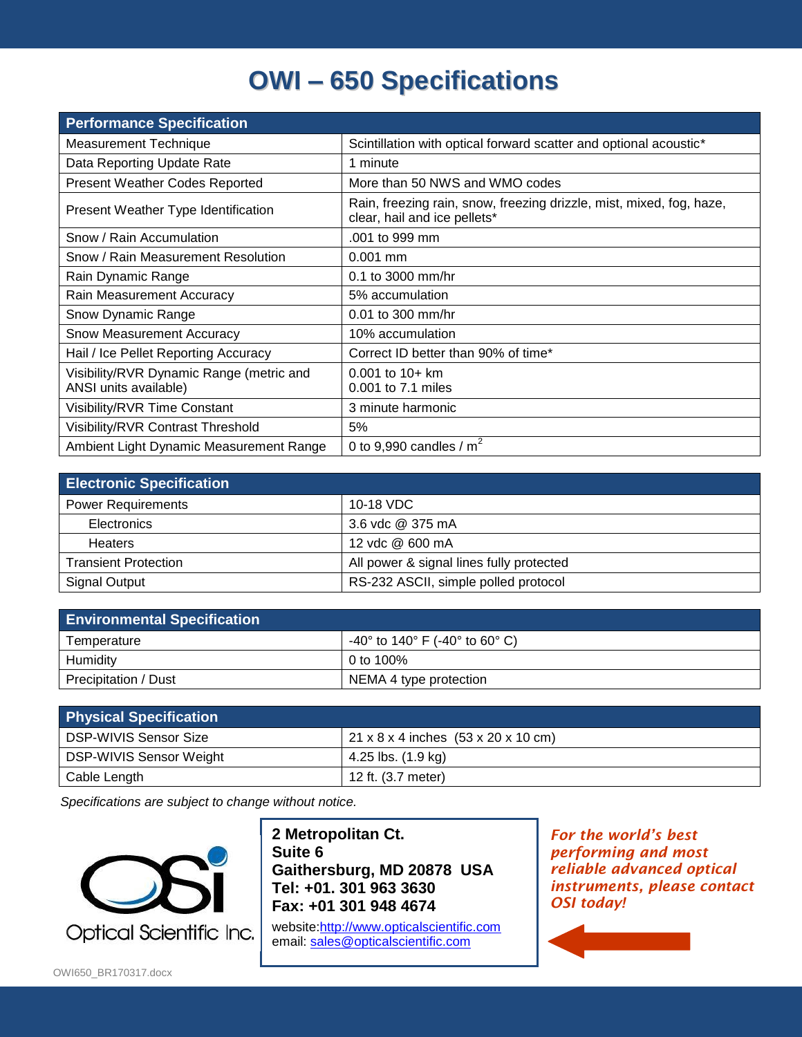# OWI – 650 Specifications

| Performance Specification | |
|---|---|
| Measurement Technique | Scintillation with optical forward scatter and optional acoustic* |
| Data Reporting Update Rate | 1 minute |
| Present Weather Codes Reported | More than 50 NWS and WMO codes |
| Present Weather Type Identification | Rain, freezing rain, snow, freezing drizzle, mist, mixed, fog, haze, clear, hail and ice pellets* |
| Snow / Rain Accumulation | .001 to 999 mm |
| Snow / Rain Measurement Resolution | 0.001 mm |
| Rain Dynamic Range | 0.1 to 3000 mm/hr |
| Rain Measurement Accuracy | 5% accumulation |
| Snow Dynamic Range | 0.01 to 300 mm/hr |
| Snow Measurement Accuracy | 10% accumulation |
| Hail / Ice Pellet Reporting Accuracy | Correct ID better than 90% of time* |
| Visibility/RVR Dynamic Range (metric and ANSI units available) | 0.001 to 10+ km<br>0.001 to 7.1 miles |
| Visibility/RVR Time Constant | 3 minute harmonic |
| Visibility/RVR Contrast Threshold | 5% |
| Ambient Light Dynamic Measurement Range | 0 to 9,990 candles / $m^2$ |

| Electronic Specification | |
|---|---|
| Power Requirements | 10-18 VDC |
| Electronics | 3.6 vdc @ 375 mA |
| Heaters | 12 vdc @ 600 mA |
| Transient Protection | All power & signal lines fully protected |
| Signal Output | RS-232 ASCII, simple polled protocol |

| Environmental Specification | |
|---|---|
| Temperature | -40° to 140° F (-40° to 60° C) |
| Humidity | 0 to 100% |
| Precipitation / Dust | NEMA 4 type protection |

| Physical Specification | |
|---|---|
| DSP-WIVIS Sensor Size | 21 x 8 x 4 inches (53 x 20 x 10 cm) |
| DSP-WIVIS Sensor Weight | 4.25 lbs. (1.9 kg) |
| Cable Length | 12 ft. (3.7 meter) |

*Specifications are subject to change without notice.*

Optical Scientific Inc.

**2 Metropolitan Ct.**
**Suite 6**
**Gaithersburg, MD 20878 USA**
**Tel: +01. 301 963 3630**
**Fax: +01 301 948 4674**

website:[http://www.opticalscientific.com](http://www.opticalscientific.com)
email: [sales@opticalscientific.com](mailto:sales@opticalscientific.com)

***For the world's best performing and most reliable advanced optical instruments, please contact OSI today!***

OWI650_BR170317.docx